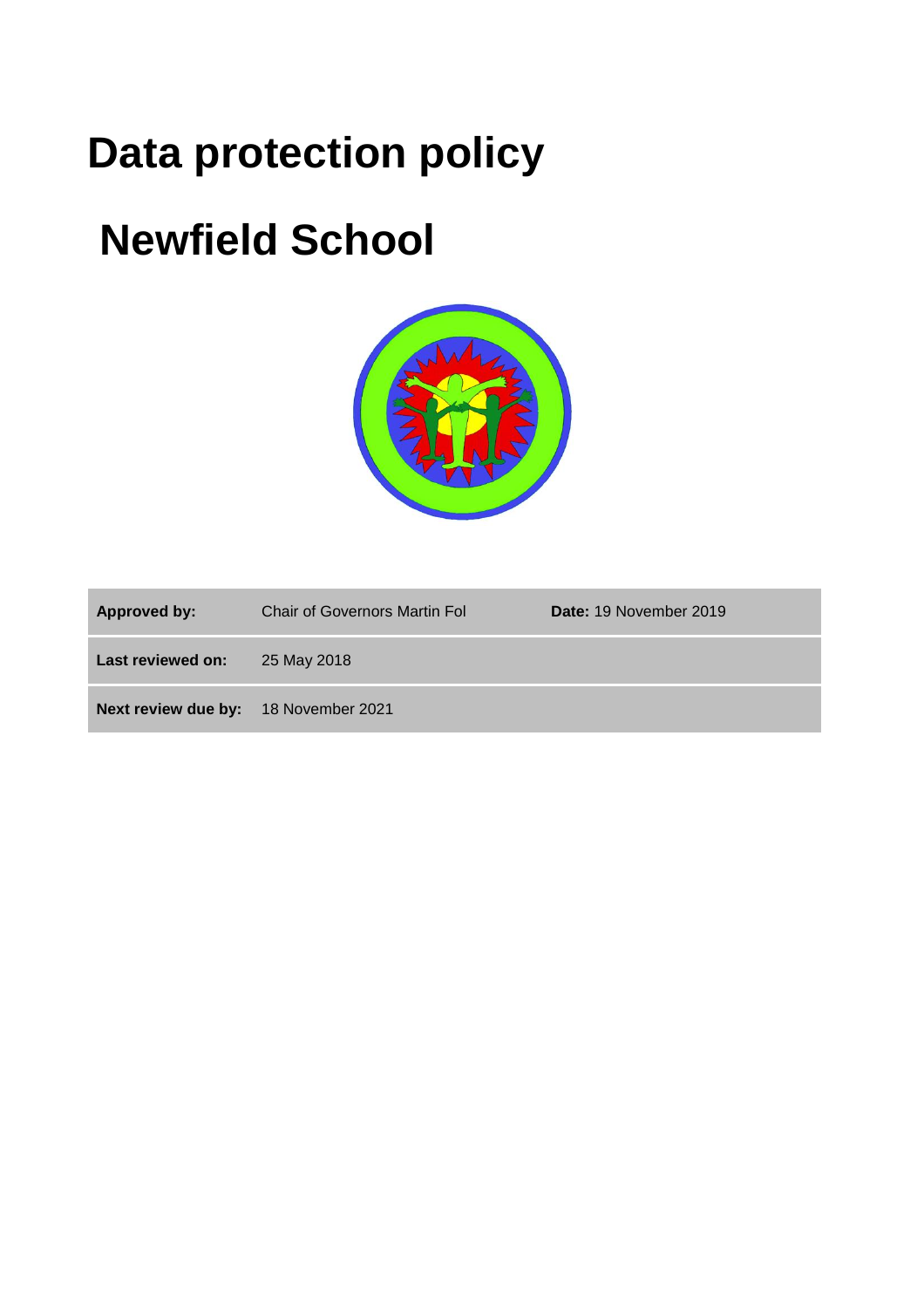# Data protection policy

# Newfield School

| **Approved by:** | Chair of Governors Martin Fol | **Date:** 19 November 2019 |
|---|---|---|
| **Last reviewed on:** | 25 May 2018 | |
| **Next review due by:** | 18 November 2021 | |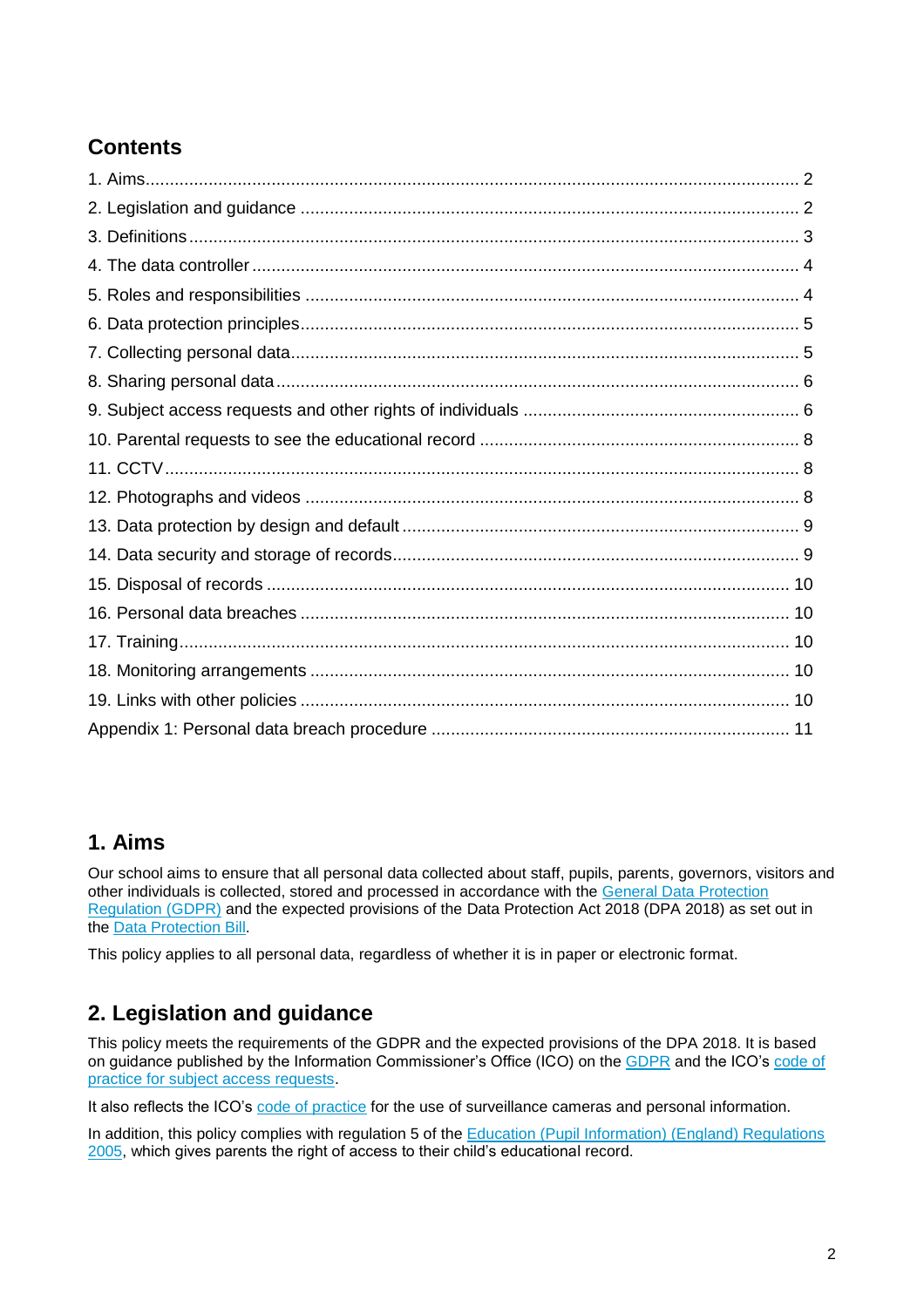## Contents

1. Aims.......................................................................................................................... 2
2. Legislation and guidance ........................................................................................ 2
3. Definitions.............................................................................................................. 3
4. The data controller ................................................................................................. 4
5. Roles and responsibilities ....................................................................................... 4
6. Data protection principles........................................................................................ 5
7. Collecting personal data.......................................................................................... 5
8. Sharing personal data ............................................................................................. 6
9. Subject access requests and other rights of individuals ........................................... 6
10. Parental requests to see the educational record .................................................... 8
11. CCTV.................................................................................................................... 8
12. Photographs and videos ....................................................................................... 8
13. Data protection by design and default ................................................................... 9
14. Data security and storage of records...................................................................... 9
15. Disposal of records ............................................................................................. 10
16. Personal data breaches ...................................................................................... 10
17. Training............................................................................................................... 10
18. Monitoring arrangements .................................................................................... 10
19. Links with other policies ...................................................................................... 10

Appendix 1: Personal data breach procedure ........................................................... 11

## 1. Aims

Our school aims to ensure that all personal data collected about staff, pupils, parents, governors, visitors and other individuals is collected, stored and processed in accordance with the General Data Protection Regulation (GDPR) and the expected provisions of the Data Protection Act 2018 (DPA 2018) as set out in the Data Protection Bill.

This policy applies to all personal data, regardless of whether it is in paper or electronic format.

## 2. Legislation and guidance

This policy meets the requirements of the GDPR and the expected provisions of the DPA 2018. It is based on guidance published by the Information Commissioner's Office (ICO) on the GDPR and the ICO's code of practice for subject access requests.

It also reflects the ICO's code of practice for the use of surveillance cameras and personal information.

In addition, this policy complies with regulation 5 of the Education (Pupil Information) (England) Regulations 2005, which gives parents the right of access to their child's educational record.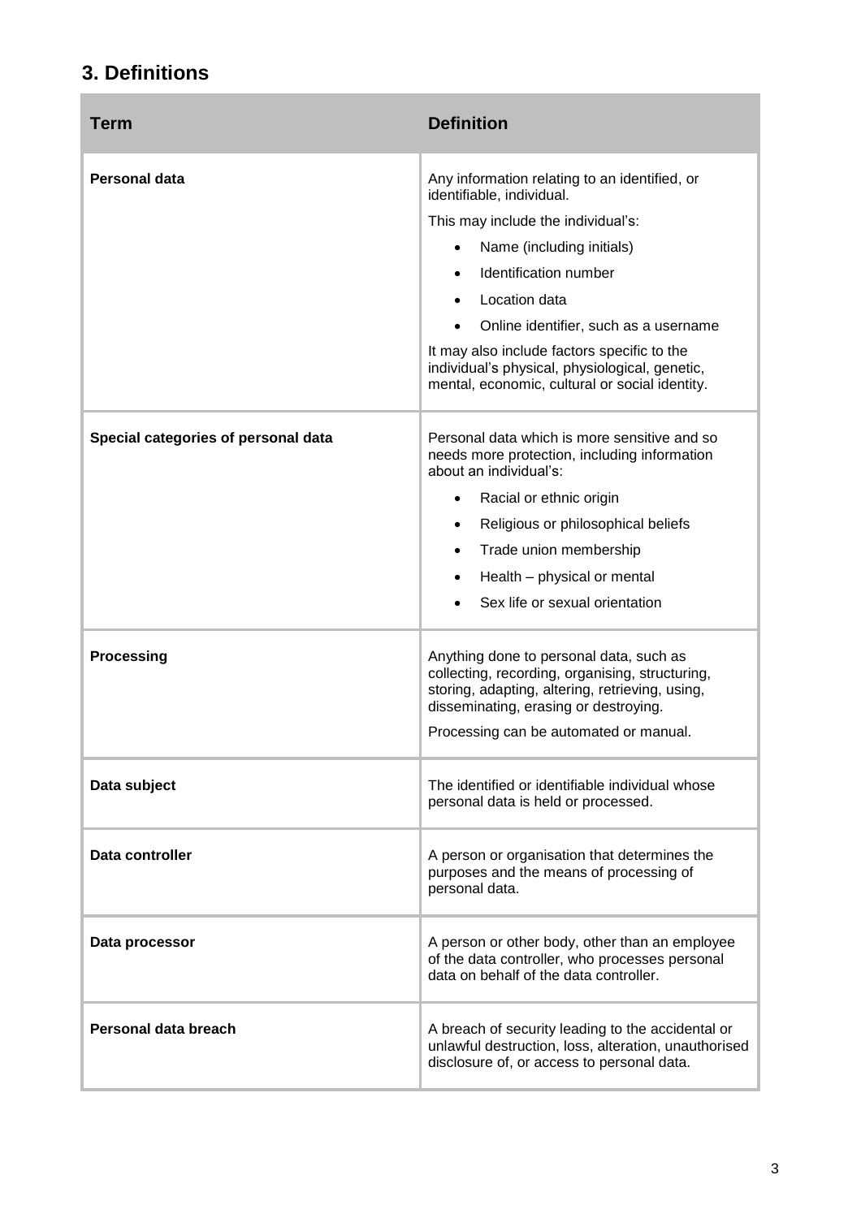## 3. Definitions

| Term | Definition |
|---|---|
| **Personal data** | Any information relating to an identified, or identifiable, individual.<br><br>This may include the individual's:<br>• Name (including initials)<br>• Identification number<br>• Location data<br>• Online identifier, such as a username<br><br>It may also include factors specific to the individual's physical, physiological, genetic, mental, economic, cultural or social identity. |
| **Special categories of personal data** | Personal data which is more sensitive and so needs more protection, including information about an individual's:<br>• Racial or ethnic origin<br>• Religious or philosophical beliefs<br>• Trade union membership<br>• Health – physical or mental<br>• Sex life or sexual orientation |
| **Processing** | Anything done to personal data, such as collecting, recording, organising, structuring, storing, adapting, altering, retrieving, using, disseminating, erasing or destroying.<br><br>Processing can be automated or manual. |
| **Data subject** | The identified or identifiable individual whose personal data is held or processed. |
| **Data controller** | A person or organisation that determines the purposes and the means of processing of personal data. |
| **Data processor** | A person or other body, other than an employee of the data controller, who processes personal data on behalf of the data controller. |
| **Personal data breach** | A breach of security leading to the accidental or unlawful destruction, loss, alteration, unauthorised disclosure of, or access to personal data. |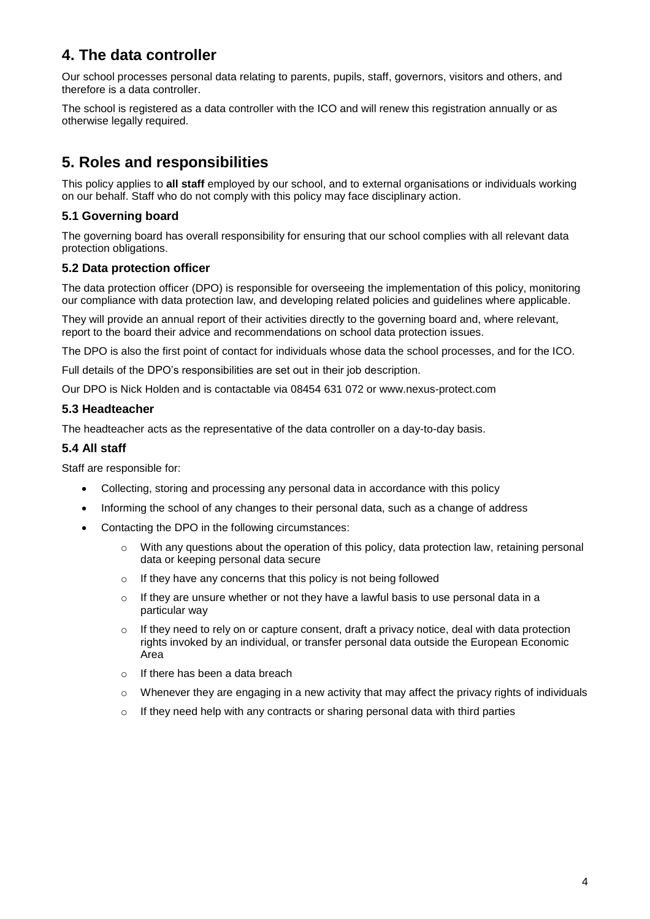## 4. The data controller

Our school processes personal data relating to parents, pupils, staff, governors, visitors and others, and therefore is a data controller.

The school is registered as a data controller with the ICO and will renew this registration annually or as otherwise legally required.

## 5. Roles and responsibilities

This policy applies to **all staff** employed by our school, and to external organisations or individuals working on our behalf. Staff who do not comply with this policy may face disciplinary action.

### 5.1 Governing board

The governing board has overall responsibility for ensuring that our school complies with all relevant data protection obligations.

### 5.2 Data protection officer

The data protection officer (DPO) is responsible for overseeing the implementation of this policy, monitoring our compliance with data protection law, and developing related policies and guidelines where applicable.

They will provide an annual report of their activities directly to the governing board and, where relevant, report to the board their advice and recommendations on school data protection issues.

The DPO is also the first point of contact for individuals whose data the school processes, and for the ICO.

Full details of the DPO's responsibilities are set out in their job description.

Our DPO is Nick Holden and is contactable via 08454 631 072 or www.nexus-protect.com

### 5.3 Headteacher

The headteacher acts as the representative of the data controller on a day-to-day basis.

### 5.4 All staff

Staff are responsible for:

- Collecting, storing and processing any personal data in accordance with this policy
- Informing the school of any changes to their personal data, such as a change of address
- Contacting the DPO in the following circumstances:
  - With any questions about the operation of this policy, data protection law, retaining personal data or keeping personal data secure
  - If they have any concerns that this policy is not being followed
  - If they are unsure whether or not they have a lawful basis to use personal data in a particular way
  - If they need to rely on or capture consent, draft a privacy notice, deal with data protection rights invoked by an individual, or transfer personal data outside the European Economic Area
  - If there has been a data breach
  - Whenever they are engaging in a new activity that may affect the privacy rights of individuals
  - If they need help with any contracts or sharing personal data with third parties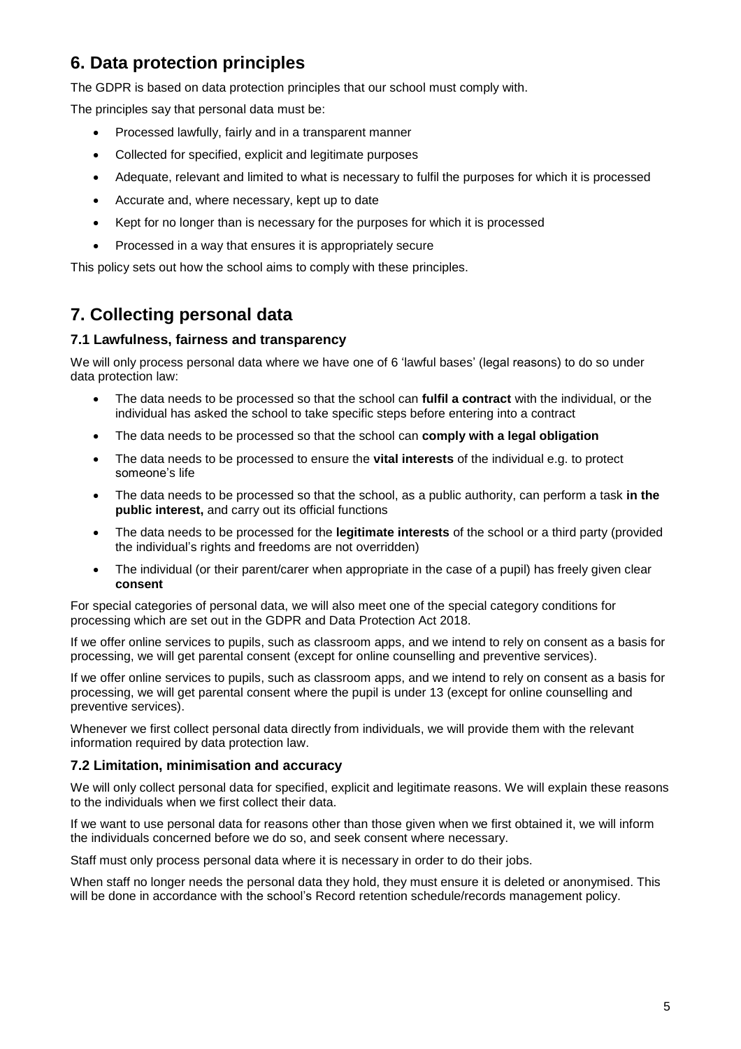## 6. Data protection principles

The GDPR is based on data protection principles that our school must comply with.

The principles say that personal data must be:

- Processed lawfully, fairly and in a transparent manner
- Collected for specified, explicit and legitimate purposes
- Adequate, relevant and limited to what is necessary to fulfil the purposes for which it is processed
- Accurate and, where necessary, kept up to date
- Kept for no longer than is necessary for the purposes for which it is processed
- Processed in a way that ensures it is appropriately secure

This policy sets out how the school aims to comply with these principles.

## 7. Collecting personal data

### 7.1 Lawfulness, fairness and transparency

We will only process personal data where we have one of 6 'lawful bases' (legal reasons) to do so under data protection law:

- The data needs to be processed so that the school can **fulfil a contract** with the individual, or the individual has asked the school to take specific steps before entering into a contract
- The data needs to be processed so that the school can **comply with a legal obligation**
- The data needs to be processed to ensure the **vital interests** of the individual e.g. to protect someone's life
- The data needs to be processed so that the school, as a public authority, can perform a task **in the public interest,** and carry out its official functions
- The data needs to be processed for the **legitimate interests** of the school or a third party (provided the individual's rights and freedoms are not overridden)
- The individual (or their parent/carer when appropriate in the case of a pupil) has freely given clear **consent**

For special categories of personal data, we will also meet one of the special category conditions for processing which are set out in the GDPR and Data Protection Act 2018.

If we offer online services to pupils, such as classroom apps, and we intend to rely on consent as a basis for processing, we will get parental consent (except for online counselling and preventive services).

If we offer online services to pupils, such as classroom apps, and we intend to rely on consent as a basis for processing, we will get parental consent where the pupil is under 13 (except for online counselling and preventive services).

Whenever we first collect personal data directly from individuals, we will provide them with the relevant information required by data protection law.

### 7.2 Limitation, minimisation and accuracy

We will only collect personal data for specified, explicit and legitimate reasons. We will explain these reasons to the individuals when we first collect their data.

If we want to use personal data for reasons other than those given when we first obtained it, we will inform the individuals concerned before we do so, and seek consent where necessary.

Staff must only process personal data where it is necessary in order to do their jobs.

When staff no longer needs the personal data they hold, they must ensure it is deleted or anonymised. This will be done in accordance with the school's Record retention schedule/records management policy.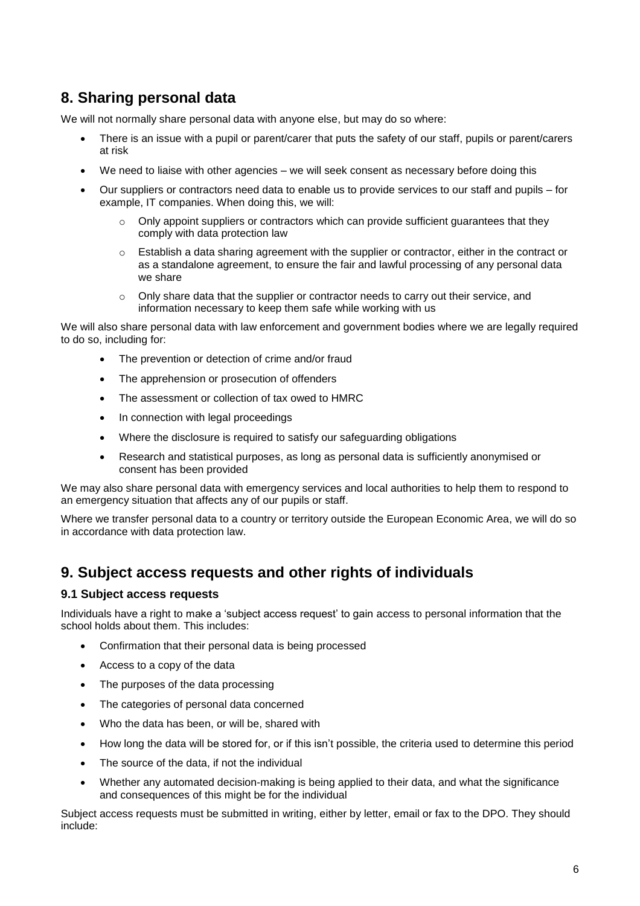## 8. Sharing personal data

We will not normally share personal data with anyone else, but may do so where:

- There is an issue with a pupil or parent/carer that puts the safety of our staff, pupils or parent/carers at risk
- We need to liaise with other agencies – we will seek consent as necessary before doing this
- Our suppliers or contractors need data to enable us to provide services to our staff and pupils – for example, IT companies. When doing this, we will:
    - Only appoint suppliers or contractors which can provide sufficient guarantees that they comply with data protection law
    - Establish a data sharing agreement with the supplier or contractor, either in the contract or as a standalone agreement, to ensure the fair and lawful processing of any personal data we share
    - Only share data that the supplier or contractor needs to carry out their service, and information necessary to keep them safe while working with us

We will also share personal data with law enforcement and government bodies where we are legally required to do so, including for:

- The prevention or detection of crime and/or fraud
- The apprehension or prosecution of offenders
- The assessment or collection of tax owed to HMRC
- In connection with legal proceedings
- Where the disclosure is required to satisfy our safeguarding obligations
- Research and statistical purposes, as long as personal data is sufficiently anonymised or consent has been provided

We may also share personal data with emergency services and local authorities to help them to respond to an emergency situation that affects any of our pupils or staff.

Where we transfer personal data to a country or territory outside the European Economic Area, we will do so in accordance with data protection law.

## 9. Subject access requests and other rights of individuals

### 9.1 Subject access requests

Individuals have a right to make a 'subject access request' to gain access to personal information that the school holds about them. This includes:

- Confirmation that their personal data is being processed
- Access to a copy of the data
- The purposes of the data processing
- The categories of personal data concerned
- Who the data has been, or will be, shared with
- How long the data will be stored for, or if this isn't possible, the criteria used to determine this period
- The source of the data, if not the individual
- Whether any automated decision-making is being applied to their data, and what the significance and consequences of this might be for the individual

Subject access requests must be submitted in writing, either by letter, email or fax to the DPO. They should include: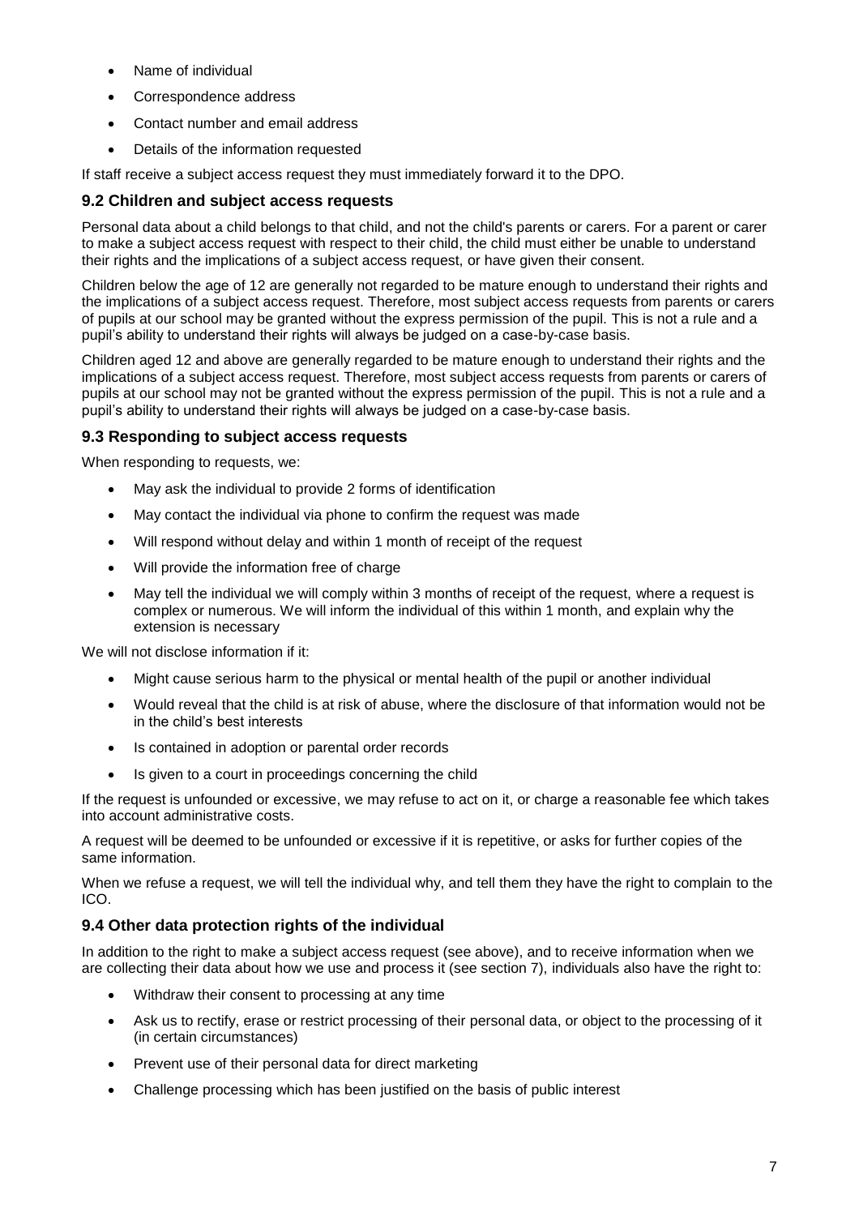- Name of individual
- Correspondence address
- Contact number and email address
- Details of the information requested

If staff receive a subject access request they must immediately forward it to the DPO.

### 9.2 Children and subject access requests

Personal data about a child belongs to that child, and not the child's parents or carers. For a parent or carer to make a subject access request with respect to their child, the child must either be unable to understand their rights and the implications of a subject access request, or have given their consent.

Children below the age of 12 are generally not regarded to be mature enough to understand their rights and the implications of a subject access request. Therefore, most subject access requests from parents or carers of pupils at our school may be granted without the express permission of the pupil. This is not a rule and a pupil's ability to understand their rights will always be judged on a case-by-case basis.

Children aged 12 and above are generally regarded to be mature enough to understand their rights and the implications of a subject access request. Therefore, most subject access requests from parents or carers of pupils at our school may not be granted without the express permission of the pupil. This is not a rule and a pupil's ability to understand their rights will always be judged on a case-by-case basis.

### 9.3 Responding to subject access requests

When responding to requests, we:

- May ask the individual to provide 2 forms of identification
- May contact the individual via phone to confirm the request was made
- Will respond without delay and within 1 month of receipt of the request
- Will provide the information free of charge
- May tell the individual we will comply within 3 months of receipt of the request, where a request is complex or numerous. We will inform the individual of this within 1 month, and explain why the extension is necessary

We will not disclose information if it:

- Might cause serious harm to the physical or mental health of the pupil or another individual
- Would reveal that the child is at risk of abuse, where the disclosure of that information would not be in the child's best interests
- Is contained in adoption or parental order records
- Is given to a court in proceedings concerning the child

If the request is unfounded or excessive, we may refuse to act on it, or charge a reasonable fee which takes into account administrative costs.

A request will be deemed to be unfounded or excessive if it is repetitive, or asks for further copies of the same information.

When we refuse a request, we will tell the individual why, and tell them they have the right to complain to the ICO.

### 9.4 Other data protection rights of the individual

In addition to the right to make a subject access request (see above), and to receive information when we are collecting their data about how we use and process it (see section 7), individuals also have the right to:

- Withdraw their consent to processing at any time
- Ask us to rectify, erase or restrict processing of their personal data, or object to the processing of it (in certain circumstances)
- Prevent use of their personal data for direct marketing
- Challenge processing which has been justified on the basis of public interest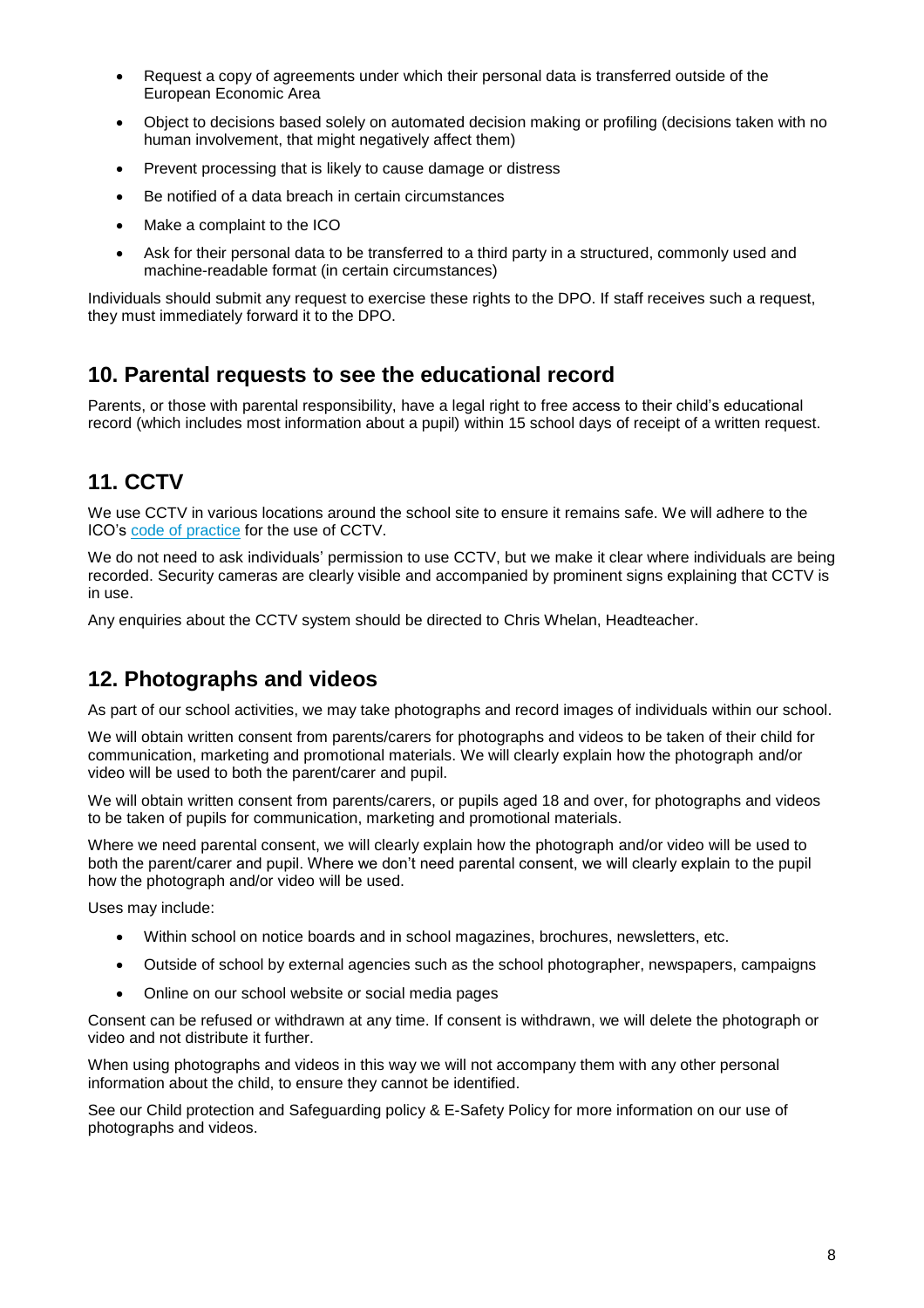- Request a copy of agreements under which their personal data is transferred outside of the European Economic Area
- Object to decisions based solely on automated decision making or profiling (decisions taken with no human involvement, that might negatively affect them)
- Prevent processing that is likely to cause damage or distress
- Be notified of a data breach in certain circumstances
- Make a complaint to the ICO
- Ask for their personal data to be transferred to a third party in a structured, commonly used and machine-readable format (in certain circumstances)

Individuals should submit any request to exercise these rights to the DPO. If staff receives such a request, they must immediately forward it to the DPO.

## 10. Parental requests to see the educational record

Parents, or those with parental responsibility, have a legal right to free access to their child's educational record (which includes most information about a pupil) within 15 school days of receipt of a written request.

## 11. CCTV

We use CCTV in various locations around the school site to ensure it remains safe. We will adhere to the ICO's code of practice for the use of CCTV.

We do not need to ask individuals' permission to use CCTV, but we make it clear where individuals are being recorded. Security cameras are clearly visible and accompanied by prominent signs explaining that CCTV is in use.

Any enquiries about the CCTV system should be directed to Chris Whelan, Headteacher.

## 12. Photographs and videos

As part of our school activities, we may take photographs and record images of individuals within our school.

We will obtain written consent from parents/carers for photographs and videos to be taken of their child for communication, marketing and promotional materials. We will clearly explain how the photograph and/or video will be used to both the parent/carer and pupil.

We will obtain written consent from parents/carers, or pupils aged 18 and over, for photographs and videos to be taken of pupils for communication, marketing and promotional materials.

Where we need parental consent, we will clearly explain how the photograph and/or video will be used to both the parent/carer and pupil. Where we don't need parental consent, we will clearly explain to the pupil how the photograph and/or video will be used.

Uses may include:

- Within school on notice boards and in school magazines, brochures, newsletters, etc.
- Outside of school by external agencies such as the school photographer, newspapers, campaigns
- Online on our school website or social media pages

Consent can be refused or withdrawn at any time. If consent is withdrawn, we will delete the photograph or video and not distribute it further.

When using photographs and videos in this way we will not accompany them with any other personal information about the child, to ensure they cannot be identified.

See our Child protection and Safeguarding policy & E-Safety Policy for more information on our use of photographs and videos.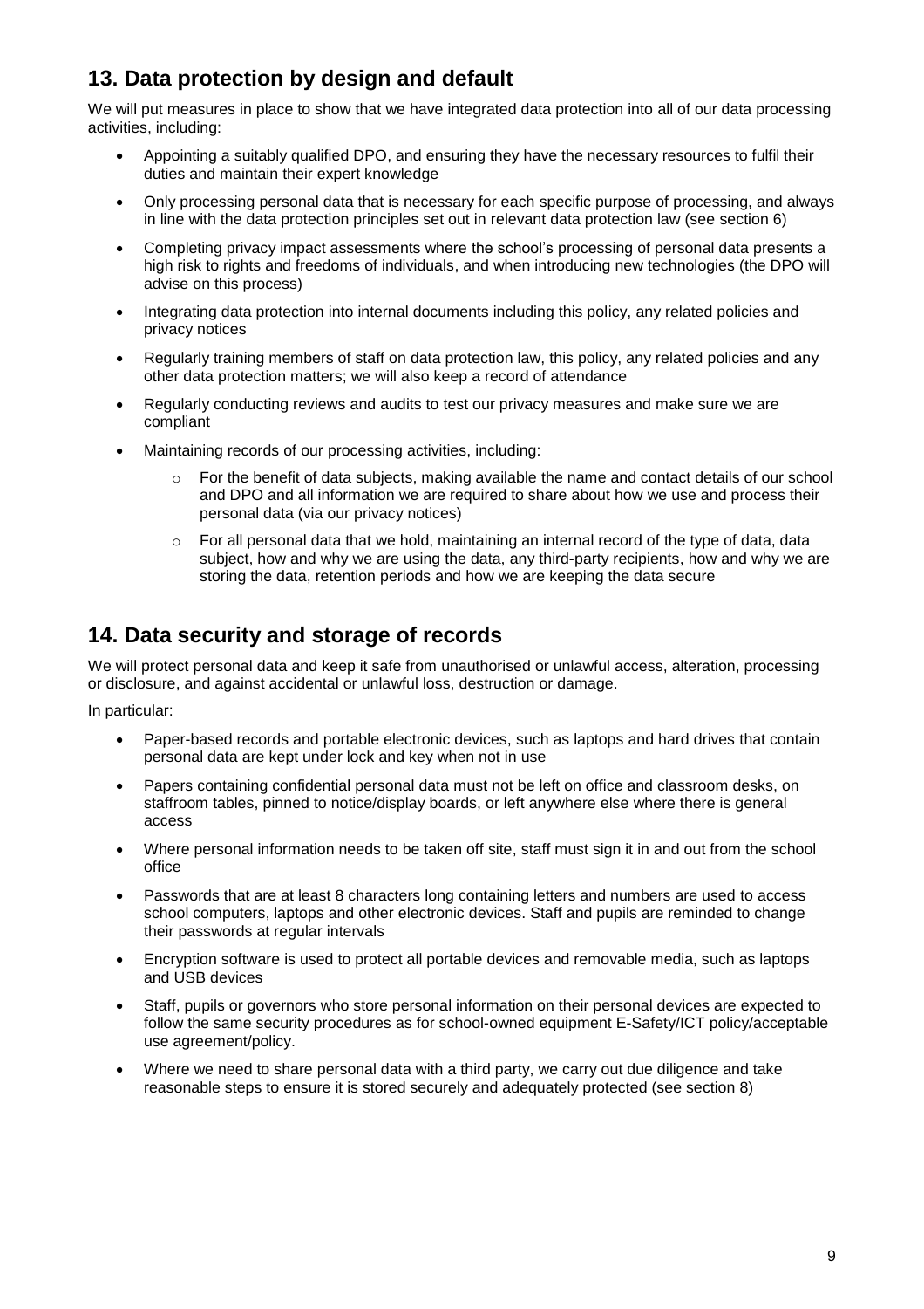## 13. Data protection by design and default

We will put measures in place to show that we have integrated data protection into all of our data processing activities, including:

- Appointing a suitably qualified DPO, and ensuring they have the necessary resources to fulfil their duties and maintain their expert knowledge
- Only processing personal data that is necessary for each specific purpose of processing, and always in line with the data protection principles set out in relevant data protection law (see section 6)
- Completing privacy impact assessments where the school's processing of personal data presents a high risk to rights and freedoms of individuals, and when introducing new technologies (the DPO will advise on this process)
- Integrating data protection into internal documents including this policy, any related policies and privacy notices
- Regularly training members of staff on data protection law, this policy, any related policies and any other data protection matters; we will also keep a record of attendance
- Regularly conducting reviews and audits to test our privacy measures and make sure we are compliant
- Maintaining records of our processing activities, including:
    - For the benefit of data subjects, making available the name and contact details of our school and DPO and all information we are required to share about how we use and process their personal data (via our privacy notices)
    - For all personal data that we hold, maintaining an internal record of the type of data, data subject, how and why we are using the data, any third-party recipients, how and why we are storing the data, retention periods and how we are keeping the data secure

## 14. Data security and storage of records

We will protect personal data and keep it safe from unauthorised or unlawful access, alteration, processing or disclosure, and against accidental or unlawful loss, destruction or damage.

In particular:

- Paper-based records and portable electronic devices, such as laptops and hard drives that contain personal data are kept under lock and key when not in use
- Papers containing confidential personal data must not be left on office and classroom desks, on staffroom tables, pinned to notice/display boards, or left anywhere else where there is general access
- Where personal information needs to be taken off site, staff must sign it in and out from the school office
- Passwords that are at least 8 characters long containing letters and numbers are used to access school computers, laptops and other electronic devices. Staff and pupils are reminded to change their passwords at regular intervals
- Encryption software is used to protect all portable devices and removable media, such as laptops and USB devices
- Staff, pupils or governors who store personal information on their personal devices are expected to follow the same security procedures as for school-owned equipment E-Safety/ICT policy/acceptable use agreement/policy.
- Where we need to share personal data with a third party, we carry out due diligence and take reasonable steps to ensure it is stored securely and adequately protected (see section 8)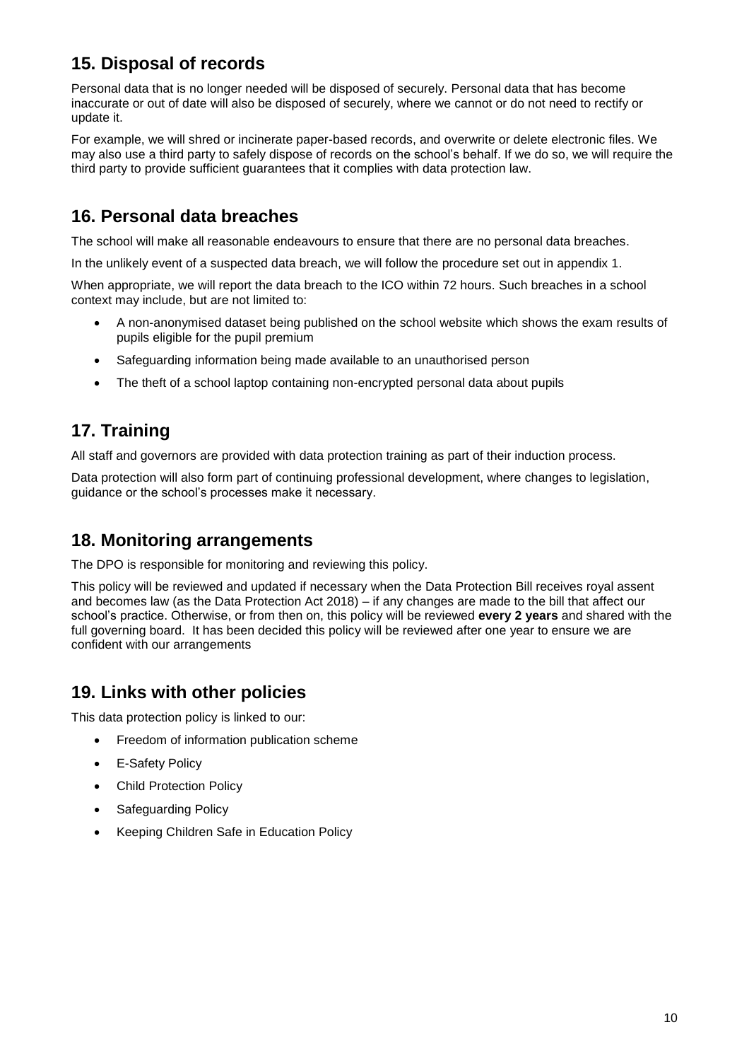## 15. Disposal of records

Personal data that is no longer needed will be disposed of securely. Personal data that has become inaccurate or out of date will also be disposed of securely, where we cannot or do not need to rectify or update it.

For example, we will shred or incinerate paper-based records, and overwrite or delete electronic files. We may also use a third party to safely dispose of records on the school's behalf. If we do so, we will require the third party to provide sufficient guarantees that it complies with data protection law.

## 16. Personal data breaches

The school will make all reasonable endeavours to ensure that there are no personal data breaches.

In the unlikely event of a suspected data breach, we will follow the procedure set out in appendix 1.

When appropriate, we will report the data breach to the ICO within 72 hours. Such breaches in a school context may include, but are not limited to:

- A non-anonymised dataset being published on the school website which shows the exam results of pupils eligible for the pupil premium
- Safeguarding information being made available to an unauthorised person
- The theft of a school laptop containing non-encrypted personal data about pupils

## 17. Training

All staff and governors are provided with data protection training as part of their induction process.

Data protection will also form part of continuing professional development, where changes to legislation, guidance or the school's processes make it necessary.

## 18. Monitoring arrangements

The DPO is responsible for monitoring and reviewing this policy.

This policy will be reviewed and updated if necessary when the Data Protection Bill receives royal assent and becomes law (as the Data Protection Act 2018) – if any changes are made to the bill that affect our school's practice. Otherwise, or from then on, this policy will be reviewed **every 2 years** and shared with the full governing board. It has been decided this policy will be reviewed after one year to ensure we are confident with our arrangements

## 19. Links with other policies

This data protection policy is linked to our:

- Freedom of information publication scheme
- E-Safety Policy
- Child Protection Policy
- Safeguarding Policy
- Keeping Children Safe in Education Policy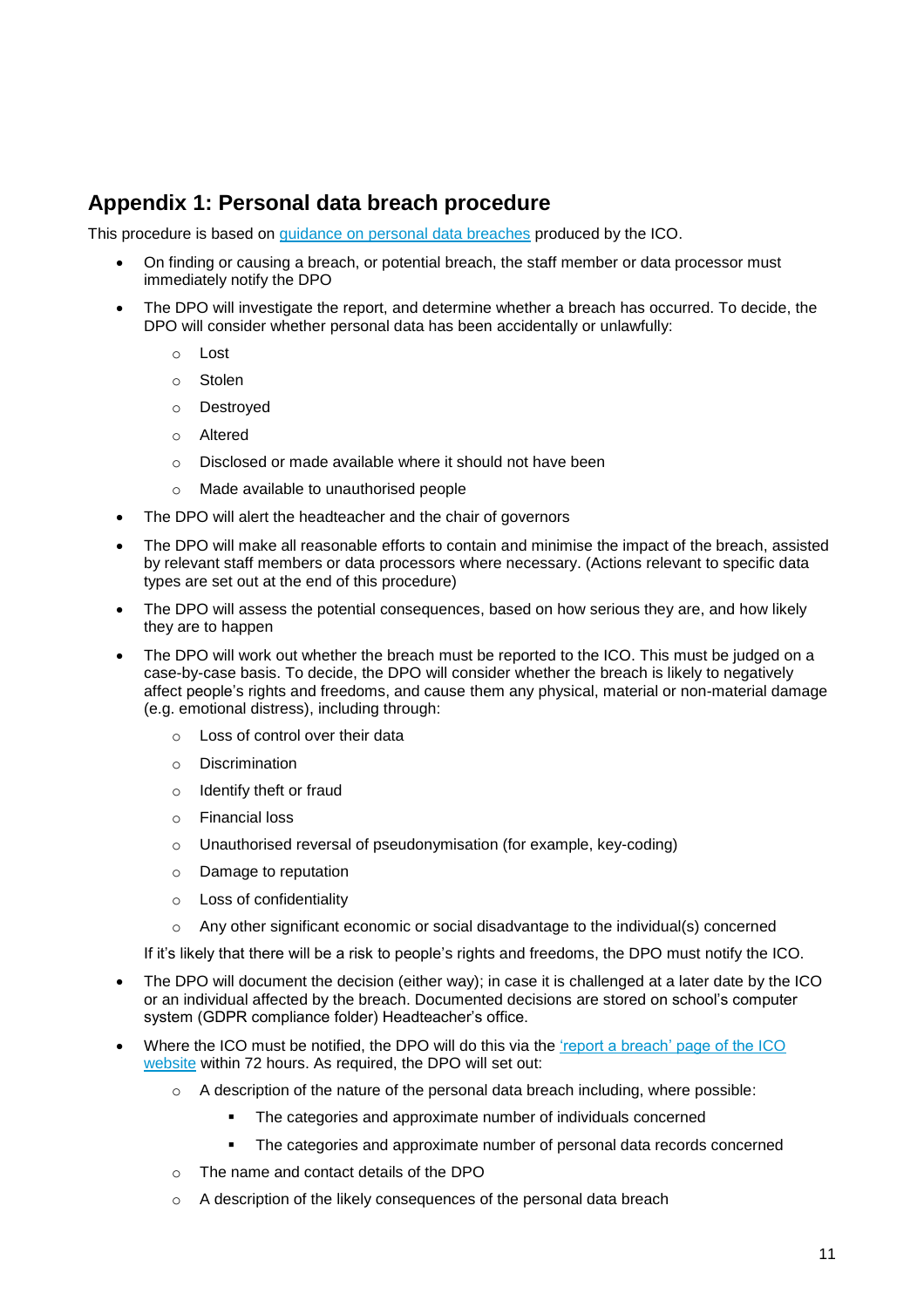## Appendix 1: Personal data breach procedure

This procedure is based on [guidance on personal data breaches](#) produced by the ICO.

- On finding or causing a breach, or potential breach, the staff member or data processor must immediately notify the DPO
- The DPO will investigate the report, and determine whether a breach has occurred. To decide, the DPO will consider whether personal data has been accidentally or unlawfully:
    - Lost
    - Stolen
    - Destroyed
    - Altered
    - Disclosed or made available where it should not have been
    - Made available to unauthorised people
- The DPO will alert the headteacher and the chair of governors
- The DPO will make all reasonable efforts to contain and minimise the impact of the breach, assisted by relevant staff members or data processors where necessary. (Actions relevant to specific data types are set out at the end of this procedure)
- The DPO will assess the potential consequences, based on how serious they are, and how likely they are to happen
- The DPO will work out whether the breach must be reported to the ICO. This must be judged on a case-by-case basis. To decide, the DPO will consider whether the breach is likely to negatively affect people's rights and freedoms, and cause them any physical, material or non-material damage (e.g. emotional distress), including through:
    - Loss of control over their data
    - Discrimination
    - Identify theft or fraud
    - Financial loss
    - Unauthorised reversal of pseudonymisation (for example, key-coding)
    - Damage to reputation
    - Loss of confidentiality
    - Any other significant economic or social disadvantage to the individual(s) concerned

  If it's likely that there will be a risk to people's rights and freedoms, the DPO must notify the ICO.
- The DPO will document the decision (either way); in case it is challenged at a later date by the ICO or an individual affected by the breach. Documented decisions are stored on school's computer system (GDPR compliance folder) Headteacher's office.
- Where the ICO must be notified, the DPO will do this via the ['report a breach' page of the ICO website](#) within 72 hours. As required, the DPO will set out:
    - A description of the nature of the personal data breach including, where possible:
        - The categories and approximate number of individuals concerned
        - The categories and approximate number of personal data records concerned
    - The name and contact details of the DPO
    - A description of the likely consequences of the personal data breach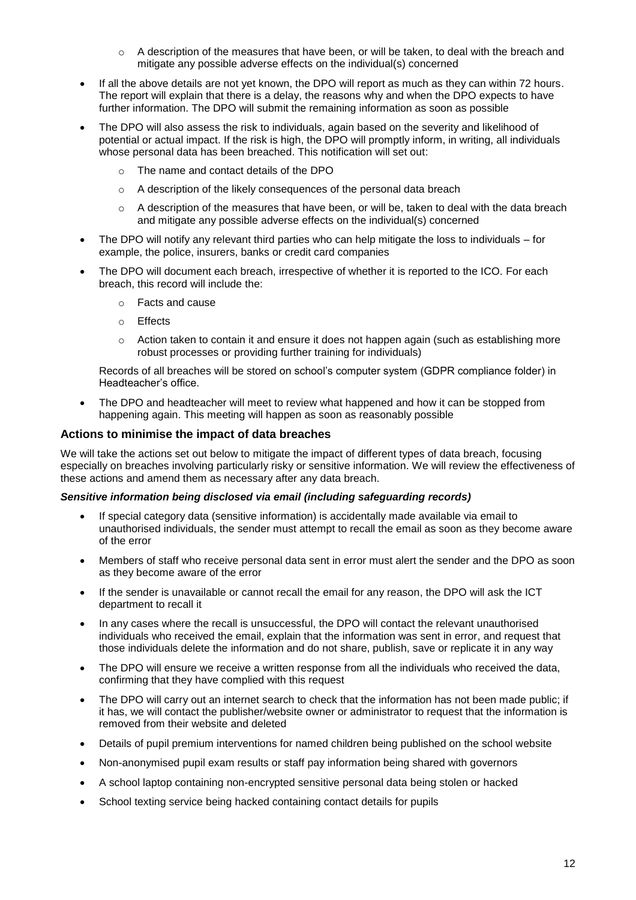- A description of the measures that have been, or will be taken, to deal with the breach and mitigate any possible adverse effects on the individual(s) concerned

- If all the above details are not yet known, the DPO will report as much as they can within 72 hours. The report will explain that there is a delay, the reasons why and when the DPO expects to have further information. The DPO will submit the remaining information as soon as possible

- The DPO will also assess the risk to individuals, again based on the severity and likelihood of potential or actual impact. If the risk is high, the DPO will promptly inform, in writing, all individuals whose personal data has been breached. This notification will set out:
  - The name and contact details of the DPO
  - A description of the likely consequences of the personal data breach
  - A description of the measures that have been, or will be, taken to deal with the data breach and mitigate any possible adverse effects on the individual(s) concerned

- The DPO will notify any relevant third parties who can help mitigate the loss to individuals – for example, the police, insurers, banks or credit card companies

- The DPO will document each breach, irrespective of whether it is reported to the ICO. For each breach, this record will include the:
  - Facts and cause
  - Effects
  - Action taken to contain it and ensure it does not happen again (such as establishing more robust processes or providing further training for individuals)

  Records of all breaches will be stored on school's computer system (GDPR compliance folder) in Headteacher's office.

- The DPO and headteacher will meet to review what happened and how it can be stopped from happening again. This meeting will happen as soon as reasonably possible

### Actions to minimise the impact of data breaches

We will take the actions set out below to mitigate the impact of different types of data breach, focusing especially on breaches involving particularly risky or sensitive information. We will review the effectiveness of these actions and amend them as necessary after any data breach.

#### *Sensitive information being disclosed via email (including safeguarding records)*

- If special category data (sensitive information) is accidentally made available via email to unauthorised individuals, the sender must attempt to recall the email as soon as they become aware of the error
- Members of staff who receive personal data sent in error must alert the sender and the DPO as soon as they become aware of the error
- If the sender is unavailable or cannot recall the email for any reason, the DPO will ask the ICT department to recall it
- In any cases where the recall is unsuccessful, the DPO will contact the relevant unauthorised individuals who received the email, explain that the information was sent in error, and request that those individuals delete the information and do not share, publish, save or replicate it in any way
- The DPO will ensure we receive a written response from all the individuals who received the data, confirming that they have complied with this request
- The DPO will carry out an internet search to check that the information has not been made public; if it has, we will contact the publisher/website owner or administrator to request that the information is removed from their website and deleted
- Details of pupil premium interventions for named children being published on the school website
- Non-anonymised pupil exam results or staff pay information being shared with governors
- A school laptop containing non-encrypted sensitive personal data being stolen or hacked
- School texting service being hacked containing contact details for pupils